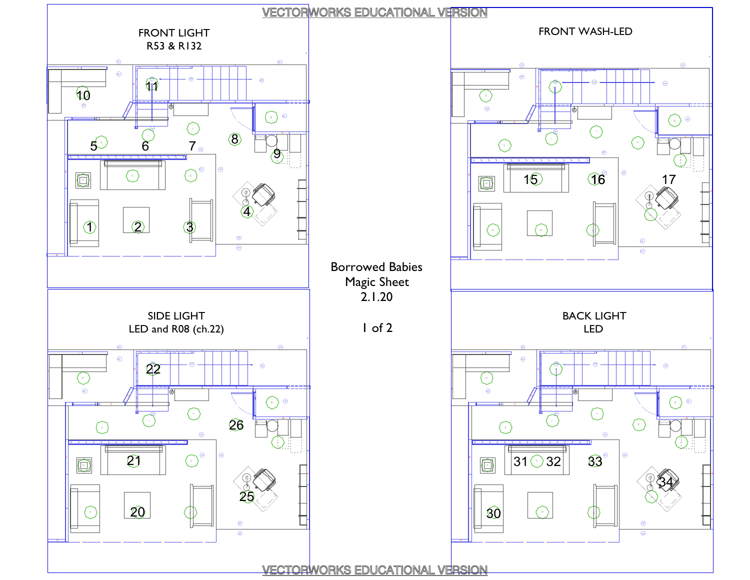VECTORWORKS EDUCATIONAL VERSION

## FRONT LIGHT
R53 & R132

10 11
5 6 7 8
9
4
1 2 3

## FRONT WASH-LED

15 16 17

## Borrowed Babies
Magic Sheet
2.1.20

1 of 2

## SIDE LIGHT
LED and R08 (ch.22)

22
26
21
25
20

## BACK LIGHT
LED

31 32 33
34
30

VECTORWORKS EDUCATIONAL VERSION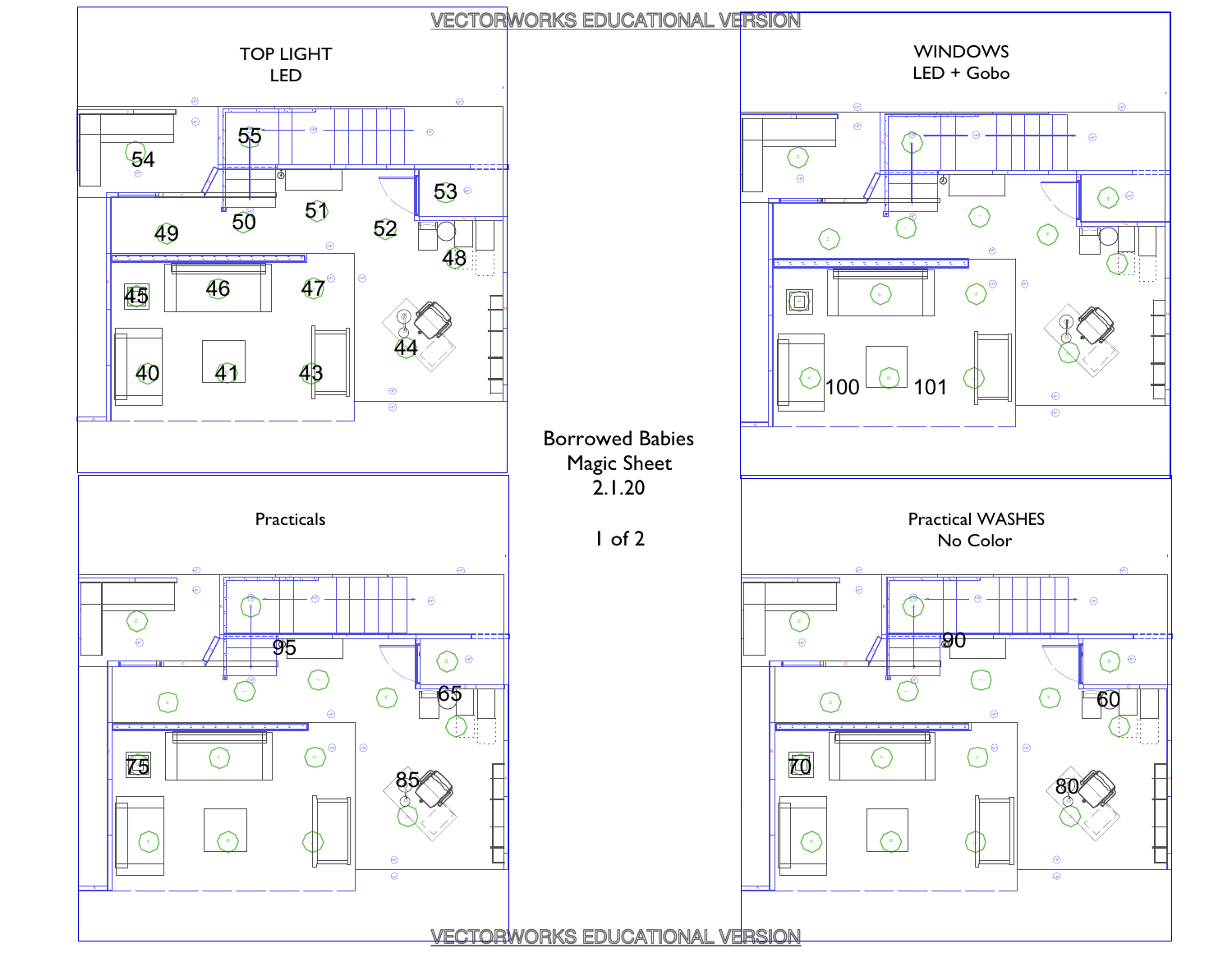VECTORWORKS EDUCATIONAL VERSION

## TOP LIGHT
LED

55
54
53
50
51
52
49
48
45
46
47
44
40
41
43

## WINDOWS
LED + Gobo

100
101

## Borrowed Babies
Magic Sheet
2.1.20

1 of 2

## Practicals

95
65
75
85

## Practical WASHES
No Color

90
60
70
80

VECTORWORKS EDUCATIONAL VERSION